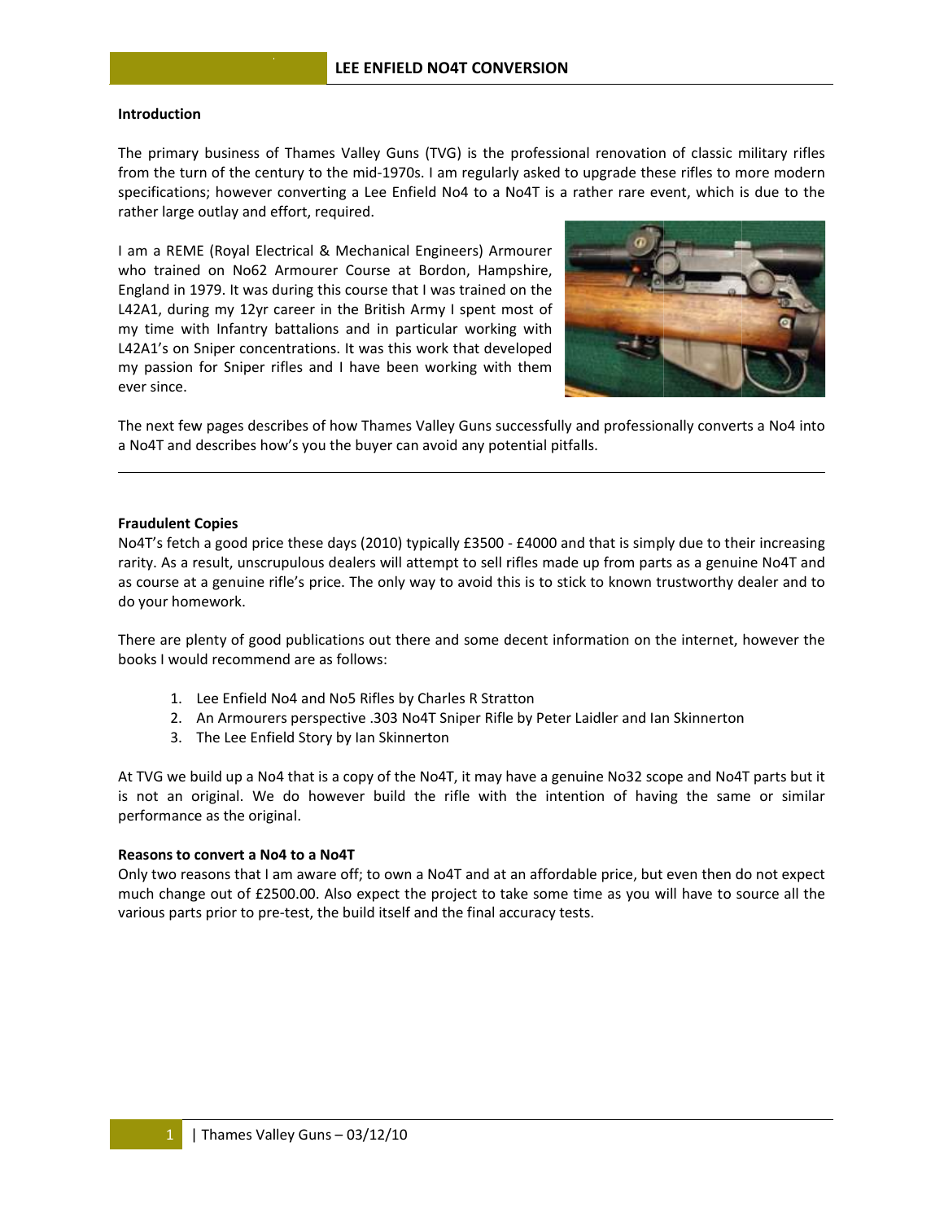## Introduction

The primary business of Thames Valley Guns (TVG) is the professional renovation of classic military rifles from the turn of the century to the mid-1970s. I am regularly asked to upgrade these rifles to more modern specifications; however converting a Lee Enfield No4 to a No4T is a rather rare event, which is due to the rather large outlay and effort, required.

I am a REME (Royal Electrical & Mechanical Engineers) Armourer who trained on No62 Armourer Course at Bordon, Hampshire, England in 1979. It was during this course that I was trained on the L42A1, during my 12yr career in the British Army I spent most of my time with Infantry battalions and in particular working with L42A1's on Sniper concentrations. It was this work that developed my passion for Sniper rifles and I have been working with them ever since.

The next few pages describes of how Thames Valley Guns successfully and professionally converts a No4 into a No4T and describes how's you the buyer can avoid any potential pitfalls.

---

## Fraudulent Copies

No4T's fetch a good price these days (2010) typically £3500 - £4000 and that is simply due to their increasing rarity. As a result, unscrupulous dealers will attempt to sell rifles made up from parts as a genuine No4T and as course at a genuine rifle's price. The only way to avoid this is to stick to known trustworthy dealer and to do your homework.

There are plenty of good publications out there and some decent information on the internet, however the books I would recommend are as follows:

1. Lee Enfield No4 and No5 Rifles by Charles R Stratton
2. An Armourers perspective .303 No4T Sniper Rifle by Peter Laidler and Ian Skinnerton
3. The Lee Enfield Story by Ian Skinnerton

At TVG we build up a No4 that is a copy of the No4T, it may have a genuine No32 scope and No4T parts but it is not an original. We do however build the rifle with the intention of having the same or similar performance as the original.

## Reasons to convert a No4 to a No4T

Only two reasons that I am aware off; to own a No4T and at an affordable price, but even then do not expect much change out of £2500.00. Also expect the project to take some time as you will have to source all the various parts prior to pre-test, the build itself and the final accuracy tests.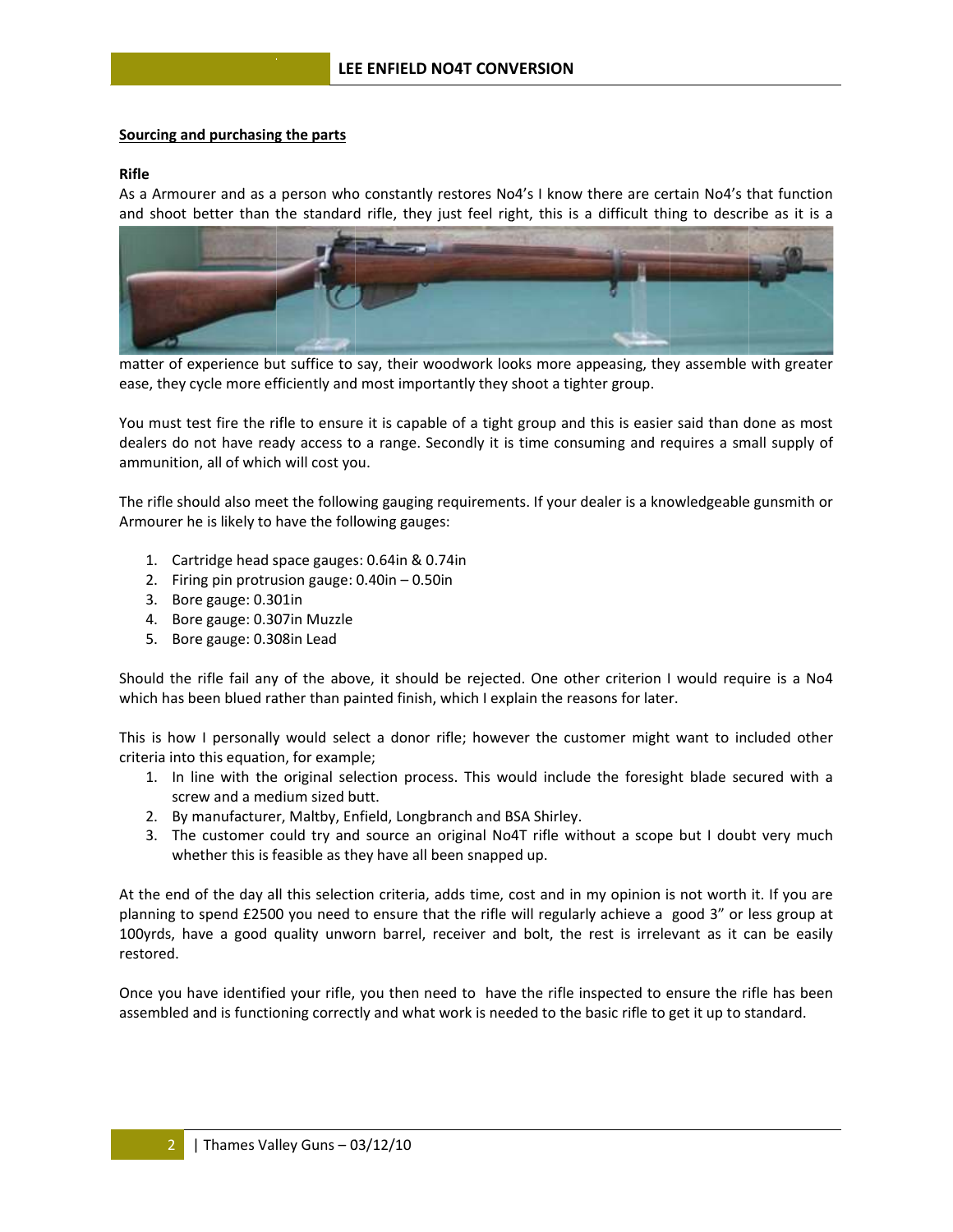**Sourcing and purchasing the parts**

**Rifle**

As a Armourer and as a person who constantly restores No4's I know there are certain No4's that function and shoot better than the standard rifle, they just feel right, this is a difficult thing to describe as it is a matter of experience but suffice to say, their woodwork looks more appeasing, they assemble with greater ease, they cycle more efficiently and most importantly they shoot a tighter group.

You must test fire the rifle to ensure it is capable of a tight group and this is easier said than done as most dealers do not have ready access to a range. Secondly it is time consuming and requires a small supply of ammunition, all of which will cost you.

The rifle should also meet the following gauging requirements. If your dealer is a knowledgeable gunsmith or Armourer he is likely to have the following gauges:

1. Cartridge head space gauges: 0.64in & 0.74in
2. Firing pin protrusion gauge: 0.40in – 0.50in
3. Bore gauge: 0.301in
4. Bore gauge: 0.307in Muzzle
5. Bore gauge: 0.308in Lead

Should the rifle fail any of the above, it should be rejected. One other criterion I would require is a No4 which has been blued rather than painted finish, which I explain the reasons for later.

This is how I personally would select a donor rifle; however the customer might want to included other criteria into this equation, for example;

1. In line with the original selection process. This would include the foresight blade secured with a screw and a medium sized butt.
2. By manufacturer, Maltby, Enfield, Longbranch and BSA Shirley.
3. The customer could try and source an original No4T rifle without a scope but I doubt very much whether this is feasible as they have all been snapped up.

At the end of the day all this selection criteria, adds time, cost and in my opinion is not worth it. If you are planning to spend £2500 you need to ensure that the rifle will regularly achieve a good 3" or less group at 100yrds, have a good quality unworn barrel, receiver and bolt, the rest is irrelevant as it can be easily restored.

Once you have identified your rifle, you then need to have the rifle inspected to ensure the rifle has been assembled and is functioning correctly and what work is needed to the basic rifle to get it up to standard.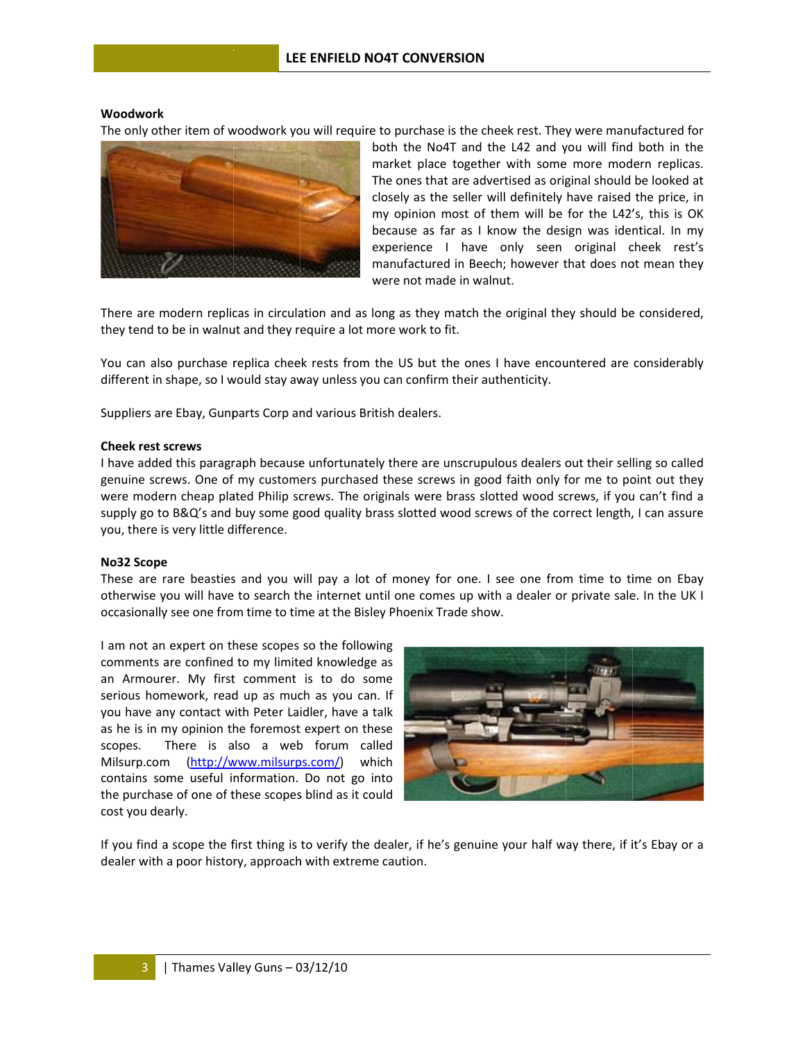**Woodwork**

The only other item of woodwork you will require to purchase is the cheek rest. They were manufactured for both the No4T and the L42 and you will find both in the market place together with some more modern replicas. The ones that are advertised as original should be looked at closely as the seller will definitely have raised the price, in my opinion most of them will be for the L42's, this is OK because as far as I know the design was identical. In my experience I have only seen original cheek rest's manufactured in Beech; however that does not mean they were not made in walnut.

There are modern replicas in circulation and as long as they match the original they should be considered, they tend to be in walnut and they require a lot more work to fit.

You can also purchase replica cheek rests from the US but the ones I have encountered are considerably different in shape, so I would stay away unless you can confirm their authenticity.

Suppliers are Ebay, Gunparts Corp and various British dealers.

**Cheek rest screws**

I have added this paragraph because unfortunately there are unscrupulous dealers out their selling so called genuine screws. One of my customers purchased these screws in good faith only for me to point out they were modern cheap plated Philip screws. The originals were brass slotted wood screws, if you can't find a supply go to B&Q's and buy some good quality brass slotted wood screws of the correct length, I can assure you, there is very little difference.

**No32 Scope**

These are rare beasties and you will pay a lot of money for one. I see one from time to time on Ebay otherwise you will have to search the internet until one comes up with a dealer or private sale. In the UK I occasionally see one from time to time at the Bisley Phoenix Trade show.

I am not an expert on these scopes so the following comments are confined to my limited knowledge as an Armourer. My first comment is to do some serious homework, read up as much as you can. If you have any contact with Peter Laidler, have a talk as he is in my opinion the foremost expert on these scopes. There is also a web forum called Milsurp.com (http://www.milsurps.com/) which contains some useful information. Do not go into the purchase of one of these scopes blind as it could cost you dearly.

If you find a scope the first thing is to verify the dealer, if he's genuine your half way there, if it's Ebay or a dealer with a poor history, approach with extreme caution.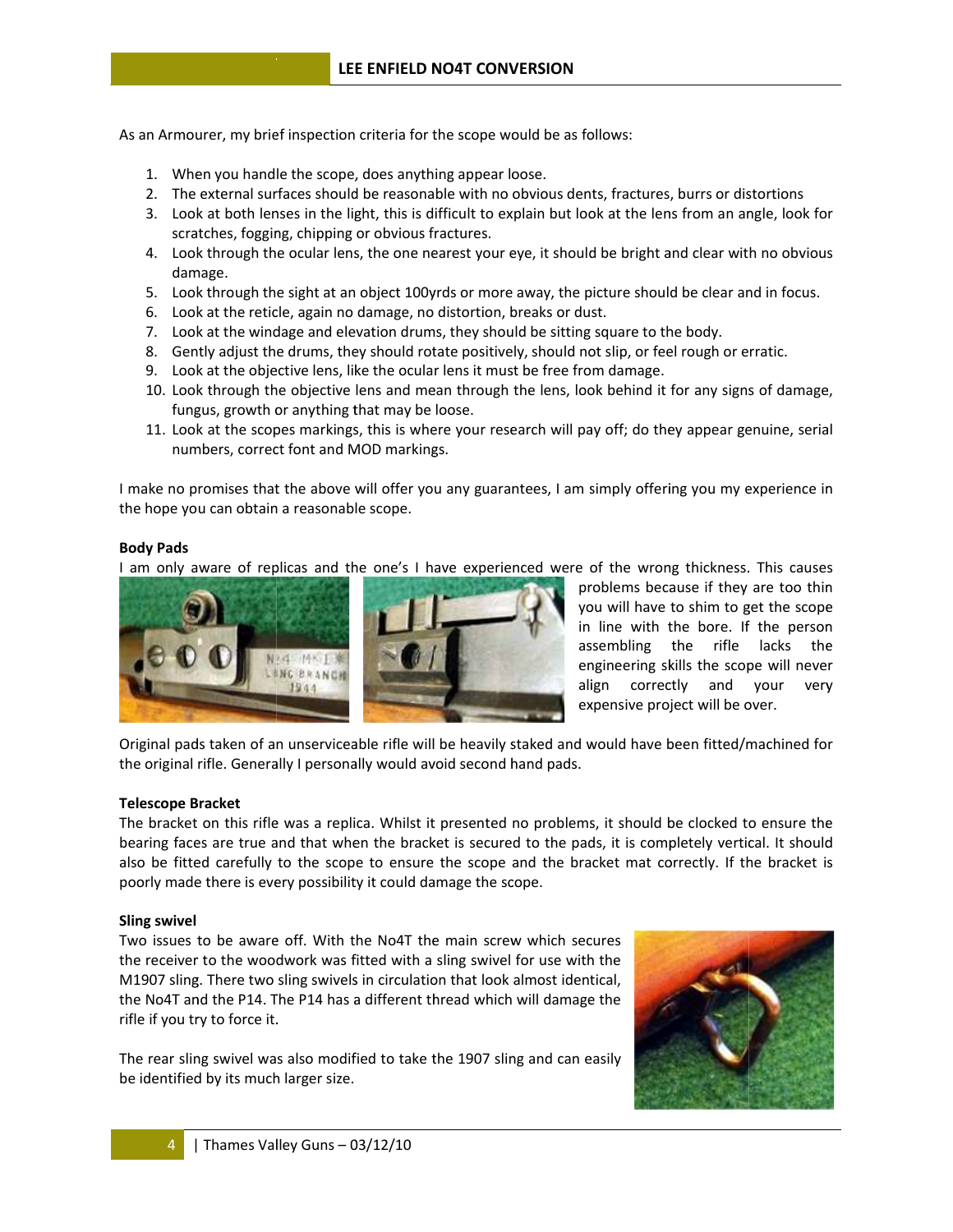As an Armourer, my brief inspection criteria for the scope would be as follows:

1. When you handle the scope, does anything appear loose.
2. The external surfaces should be reasonable with no obvious dents, fractures, burrs or distortions
3. Look at both lenses in the light, this is difficult to explain but look at the lens from an angle, look for scratches, fogging, chipping or obvious fractures.
4. Look through the ocular lens, the one nearest your eye, it should be bright and clear with no obvious damage.
5. Look through the sight at an object 100yrds or more away, the picture should be clear and in focus.
6. Look at the reticle, again no damage, no distortion, breaks or dust.
7. Look at the windage and elevation drums, they should be sitting square to the body.
8. Gently adjust the drums, they should rotate positively, should not slip, or feel rough or erratic.
9. Look at the objective lens, like the ocular lens it must be free from damage.
10. Look through the objective lens and mean through the lens, look behind it for any signs of damage, fungus, growth or anything that may be loose.
11. Look at the scopes markings, this is where your research will pay off; do they appear genuine, serial numbers, correct font and MOD markings.

I make no promises that the above will offer you any guarantees, I am simply offering you my experience in the hope you can obtain a reasonable scope.

**Body Pads**

I am only aware of replicas and the one's I have experienced were of the wrong thickness. This causes problems because if they are too thin you will have to shim to get the scope in line with the bore. If the person assembling the rifle lacks the engineering skills the scope will never align correctly and your very expensive project will be over.

Original pads taken of an unserviceable rifle will be heavily staked and would have been fitted/machined for the original rifle. Generally I personally would avoid second hand pads.

**Telescope Bracket**

The bracket on this rifle was a replica. Whilst it presented no problems, it should be clocked to ensure the bearing faces are true and that when the bracket is secured to the pads, it is completely vertical. It should also be fitted carefully to the scope to ensure the scope and the bracket mat correctly. If the bracket is poorly made there is every possibility it could damage the scope.

**Sling swivel**

Two issues to be aware off. With the No4T the main screw which secures the receiver to the woodwork was fitted with a sling swivel for use with the M1907 sling. There two sling swivels in circulation that look almost identical, the No4T and the P14. The P14 has a different thread which will damage the rifle if you try to force it.

The rear sling swivel was also modified to take the 1907 sling and can easily be identified by its much larger size.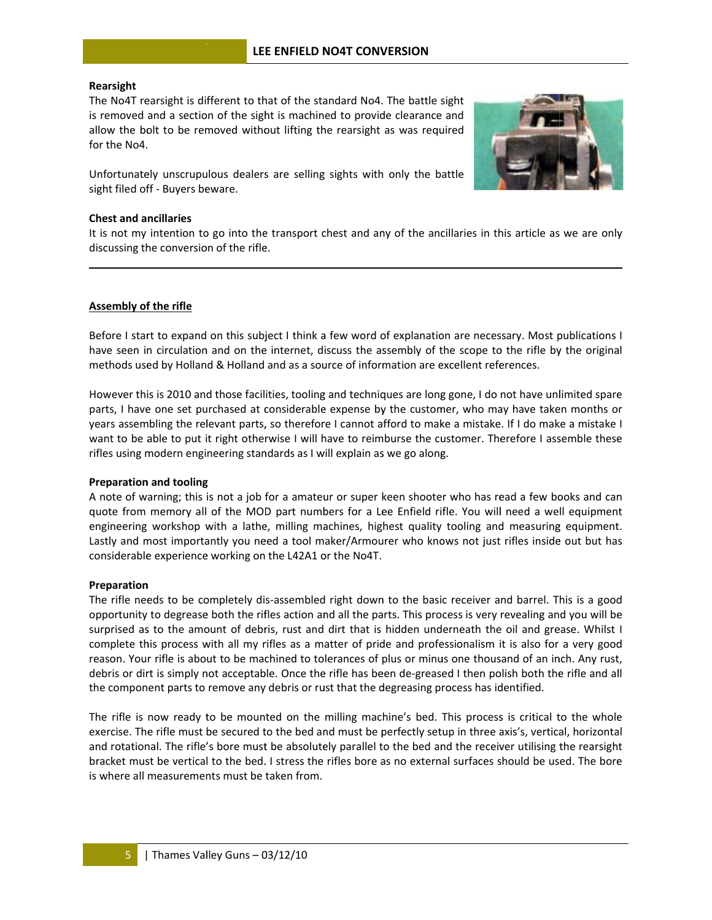**Rearsight**

The No4T rearsight is different to that of the standard No4. The battle sight is removed and a section of the sight is machined to provide clearance and allow the bolt to be removed without lifting the rearsight as was required for the No4.

Unfortunately unscrupulous dealers are selling sights with only the battle sight filed off - Buyers beware.

**Chest and ancillaries**

It is not my intention to go into the transport chest and any of the ancillaries in this article as we are only discussing the conversion of the rifle.

---

**Assembly of the rifle**

Before I start to expand on this subject I think a few word of explanation are necessary. Most publications I have seen in circulation and on the internet, discuss the assembly of the scope to the rifle by the original methods used by Holland & Holland and as a source of information are excellent references.

However this is 2010 and those facilities, tooling and techniques are long gone, I do not have unlimited spare parts, I have one set purchased at considerable expense by the customer, who may have taken months or years assembling the relevant parts, so therefore I cannot afford to make a mistake. If I do make a mistake I want to be able to put it right otherwise I will have to reimburse the customer. Therefore I assemble these rifles using modern engineering standards as I will explain as we go along.

**Preparation and tooling**

A note of warning; this is not a job for a amateur or super keen shooter who has read a few books and can quote from memory all of the MOD part numbers for a Lee Enfield rifle. You will need a well equipment engineering workshop with a lathe, milling machines, highest quality tooling and measuring equipment. Lastly and most importantly you need a tool maker/Armourer who knows not just rifles inside out but has considerable experience working on the L42A1 or the No4T.

**Preparation**

The rifle needs to be completely dis-assembled right down to the basic receiver and barrel. This is a good opportunity to degrease both the rifles action and all the parts. This process is very revealing and you will be surprised as to the amount of debris, rust and dirt that is hidden underneath the oil and grease. Whilst I complete this process with all my rifles as a matter of pride and professionalism it is also for a very good reason. Your rifle is about to be machined to tolerances of plus or minus one thousand of an inch. Any rust, debris or dirt is simply not acceptable. Once the rifle has been de-greased I then polish both the rifle and all the component parts to remove any debris or rust that the degreasing process has identified.

The rifle is now ready to be mounted on the milling machine's bed. This process is critical to the whole exercise. The rifle must be secured to the bed and must be perfectly setup in three axis's, vertical, horizontal and rotational. The rifle's bore must be absolutely parallel to the bed and the receiver utilising the rearsight bracket must be vertical to the bed. I stress the rifles bore as no external surfaces should be used. The bore is where all measurements must be taken from.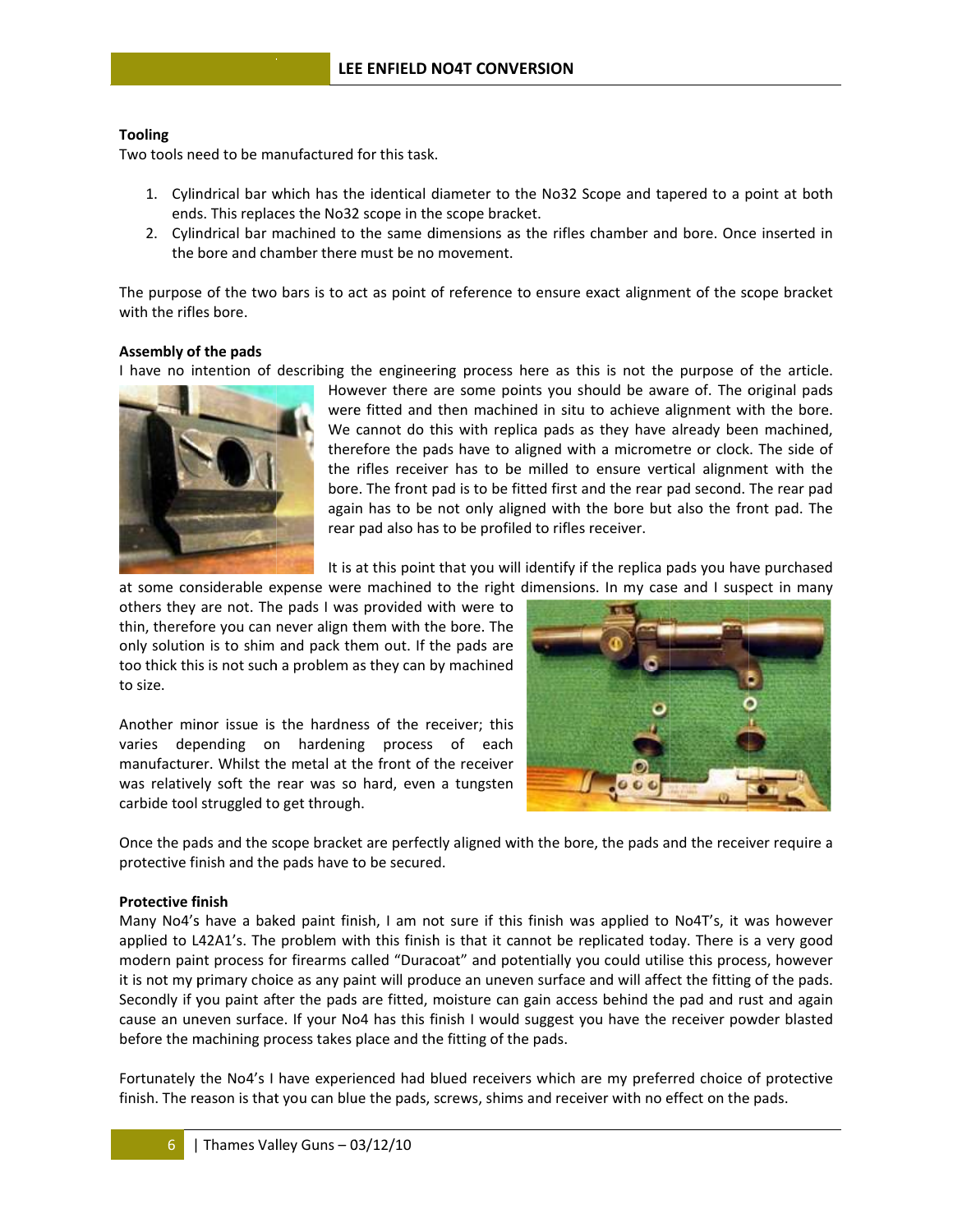**Tooling**

Two tools need to be manufactured for this task.

1. Cylindrical bar which has the identical diameter to the No32 Scope and tapered to a point at both ends. This replaces the No32 scope in the scope bracket.
2. Cylindrical bar machined to the same dimensions as the rifles chamber and bore. Once inserted in the bore and chamber there must be no movement.

The purpose of the two bars is to act as point of reference to ensure exact alignment of the scope bracket with the rifles bore.

**Assembly of the pads**

I have no intention of describing the engineering process here as this is not the purpose of the article. However there are some points you should be aware of. The original pads were fitted and then machined in situ to achieve alignment with the bore. We cannot do this with replica pads as they have already been machined, therefore the pads have to aligned with a micrometre or clock. The side of the rifles receiver has to be milled to ensure vertical alignment with the bore. The front pad is to be fitted first and the rear pad second. The rear pad again has to be not only aligned with the bore but also the front pad. The rear pad also has to be profiled to rifles receiver.

It is at this point that you will identify if the replica pads you have purchased at some considerable expense were machined to the right dimensions. In my case and I suspect in many others they are not. The pads I was provided with were to thin, therefore you can never align them with the bore. The only solution is to shim and pack them out. If the pads are too thick this is not such a problem as they can by machined to size.

Another minor issue is the hardness of the receiver; this varies depending on hardening process of each manufacturer. Whilst the metal at the front of the receiver was relatively soft the rear was so hard, even a tungsten carbide tool struggled to get through.

Once the pads and the scope bracket are perfectly aligned with the bore, the pads and the receiver require a protective finish and the pads have to be secured.

**Protective finish**

Many No4's have a baked paint finish, I am not sure if this finish was applied to No4T's, it was however applied to L42A1's. The problem with this finish is that it cannot be replicated today. There is a very good modern paint process for firearms called "Duracoat" and potentially you could utilise this process, however it is not my primary choice as any paint will produce an uneven surface and will affect the fitting of the pads. Secondly if you paint after the pads are fitted, moisture can gain access behind the pad and rust and again cause an uneven surface. If your No4 has this finish I would suggest you have the receiver powder blasted before the machining process takes place and the fitting of the pads.

Fortunately the No4's I have experienced had blued receivers which are my preferred choice of protective finish. The reason is that you can blue the pads, screws, shims and receiver with no effect on the pads.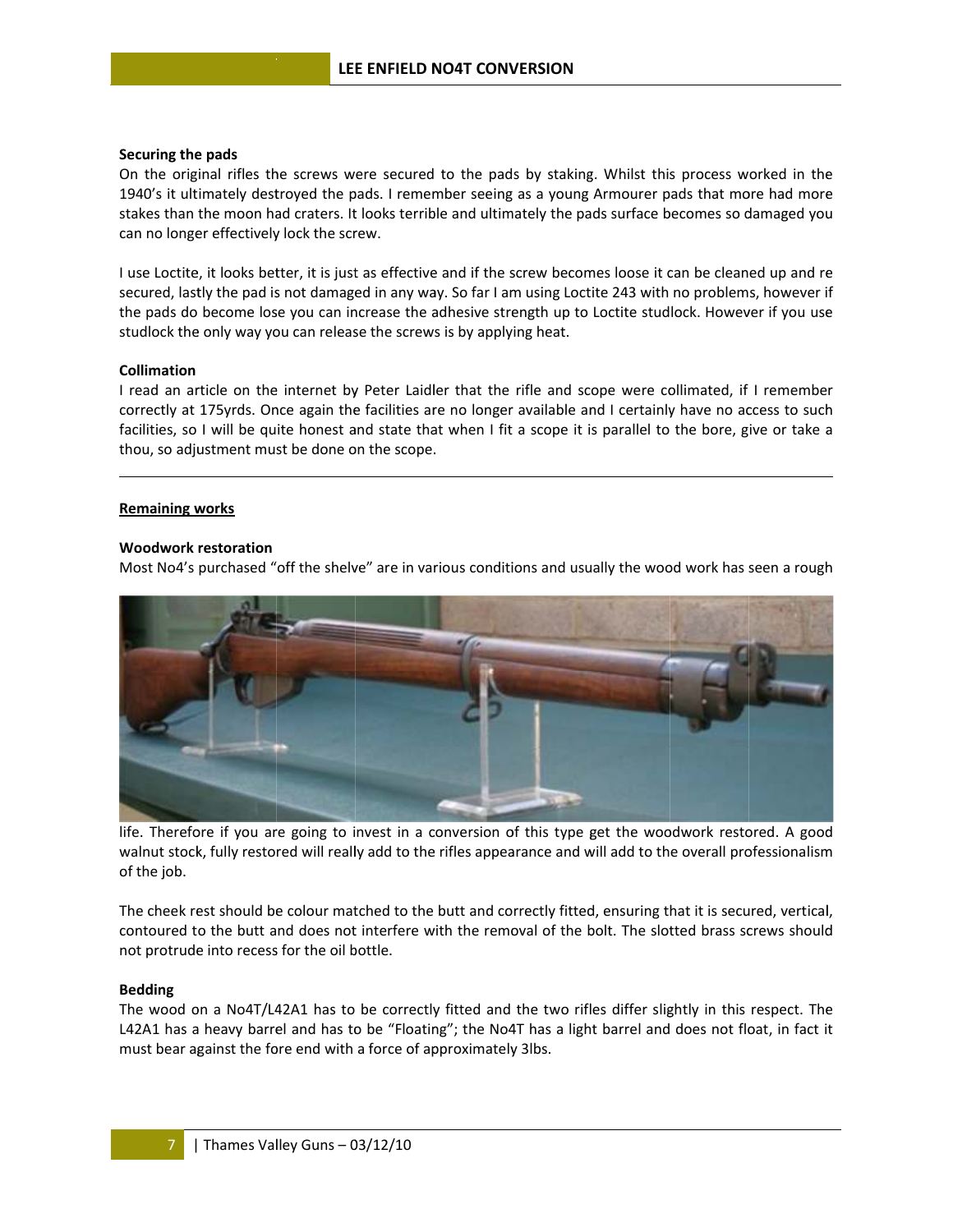**Securing the pads**

On the original rifles the screws were secured to the pads by staking. Whilst this process worked in the 1940's it ultimately destroyed the pads. I remember seeing as a young Armourer pads that more had more stakes than the moon had craters. It looks terrible and ultimately the pads surface becomes so damaged you can no longer effectively lock the screw.

I use Loctite, it looks better, it is just as effective and if the screw becomes loose it can be cleaned up and re secured, lastly the pad is not damaged in any way. So far I am using Loctite 243 with no problems, however if the pads do become lose you can increase the adhesive strength up to Loctite studlock. However if you use studlock the only way you can release the screws is by applying heat.

**Collimation**

I read an article on the internet by Peter Laidler that the rifle and scope were collimated, if I remember correctly at 175yrds. Once again the facilities are no longer available and I certainly have no access to such facilities, so I will be quite honest and state that when I fit a scope it is parallel to the bore, give or take a thou, so adjustment must be done on the scope.

---

## <u>Remaining works</u>

**Woodwork restoration**

Most No4's purchased "off the shelve" are in various conditions and usually the wood work has seen a rough life. Therefore if you are going to invest in a conversion of this type get the woodwork restored. A good walnut stock, fully restored will really add to the rifles appearance and will add to the overall professionalism of the job.

The cheek rest should be colour matched to the butt and correctly fitted, ensuring that it is secured, vertical, contoured to the butt and does not interfere with the removal of the bolt. The slotted brass screws should not protrude into recess for the oil bottle.

**Bedding**

The wood on a No4T/L42A1 has to be correctly fitted and the two rifles differ slightly in this respect. The L42A1 has a heavy barrel and has to be "Floating"; the No4T has a light barrel and does not float, in fact it must bear against the fore end with a force of approximately 3lbs.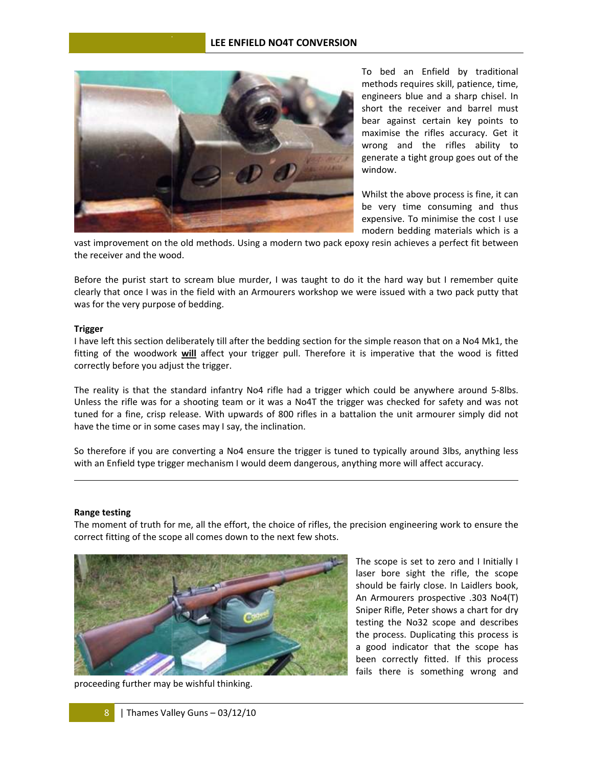To bed an Enfield by traditional methods requires skill, patience, time, engineers blue and a sharp chisel. In short the receiver and barrel must bear against certain key points to maximise the rifles accuracy. Get it wrong and the rifles ability to generate a tight group goes out of the window.

Whilst the above process is fine, it can be very time consuming and thus expensive. To minimise the cost I use modern bedding materials which is a vast improvement on the old methods. Using a modern two pack epoxy resin achieves a perfect fit between the receiver and the wood.

Before the purist start to scream blue murder, I was taught to do it the hard way but I remember quite clearly that once I was in the field with an Armourers workshop we were issued with a two pack putty that was for the very purpose of bedding.

**Trigger**

I have left this section deliberately till after the bedding section for the simple reason that on a No4 Mk1, the fitting of the woodwork **will** affect your trigger pull. Therefore it is imperative that the wood is fitted correctly before you adjust the trigger.

The reality is that the standard infantry No4 rifle had a trigger which could be anywhere around 5-8lbs. Unless the rifle was for a shooting team or it was a No4T the trigger was checked for safety and was not tuned for a fine, crisp release. With upwards of 800 rifles in a battalion the unit armourer simply did not have the time or in some cases may I say, the inclination.

So therefore if you are converting a No4 ensure the trigger is tuned to typically around 3lbs, anything less with an Enfield type trigger mechanism I would deem dangerous, anything more will affect accuracy.

---

**Range testing**

The moment of truth for me, all the effort, the choice of rifles, the precision engineering work to ensure the correct fitting of the scope all comes down to the next few shots.

The scope is set to zero and I Initially I laser bore sight the rifle, the scope should be fairly close. In Laidlers book, An Armourers prospective .303 No4(T) Sniper Rifle, Peter shows a chart for dry testing the No32 scope and describes the process. Duplicating this process is a good indicator that the scope has been correctly fitted. If this process fails there is something wrong and proceeding further may be wishful thinking.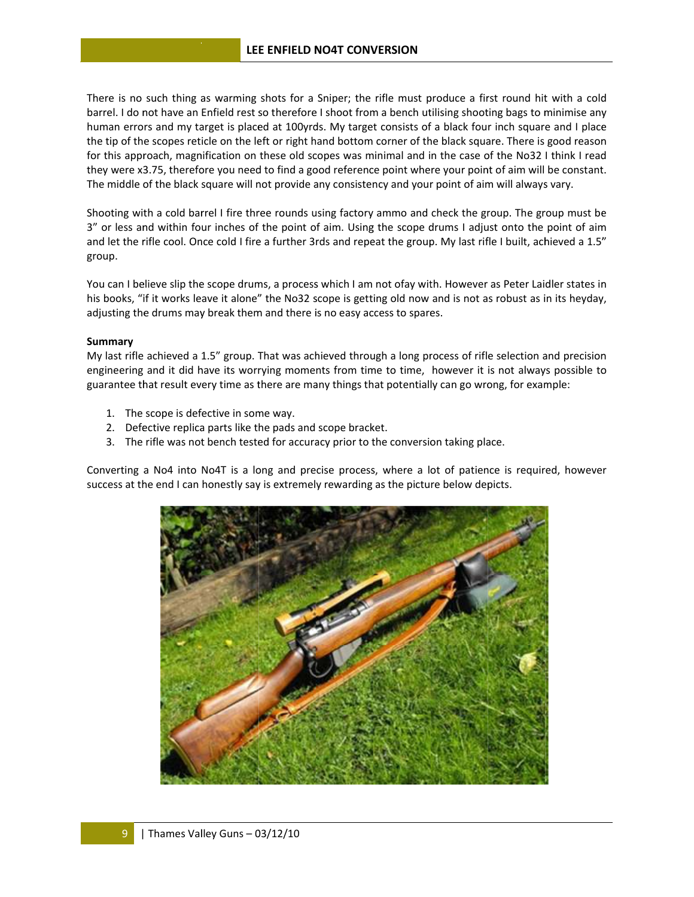There is no such thing as warming shots for a Sniper; the rifle must produce a first round hit with a cold barrel. I do not have an Enfield rest so therefore I shoot from a bench utilising shooting bags to minimise any human errors and my target is placed at 100yrds. My target consists of a black four inch square and I place the tip of the scopes reticle on the left or right hand bottom corner of the black square. There is good reason for this approach, magnification on these old scopes was minimal and in the case of the No32 I think I read they were x3.75, therefore you need to find a good reference point where your point of aim will be constant. The middle of the black square will not provide any consistency and your point of aim will always vary.

Shooting with a cold barrel I fire three rounds using factory ammo and check the group. The group must be 3" or less and within four inches of the point of aim. Using the scope drums I adjust onto the point of aim and let the rifle cool. Once cold I fire a further 3rds and repeat the group. My last rifle I built, achieved a 1.5" group.

You can I believe slip the scope drums, a process which I am not ofay with. However as Peter Laidler states in his books, "if it works leave it alone" the No32 scope is getting old now and is not as robust as in its heyday, adjusting the drums may break them and there is no easy access to spares.

**Summary**

My last rifle achieved a 1.5" group. That was achieved through a long process of rifle selection and precision engineering and it did have its worrying moments from time to time, however it is not always possible to guarantee that result every time as there are many things that potentially can go wrong, for example:

1. The scope is defective in some way.
2. Defective replica parts like the pads and scope bracket.
3. The rifle was not bench tested for accuracy prior to the conversion taking place.

Converting a No4 into No4T is a long and precise process, where a lot of patience is required, however success at the end I can honestly say is extremely rewarding as the picture below depicts.